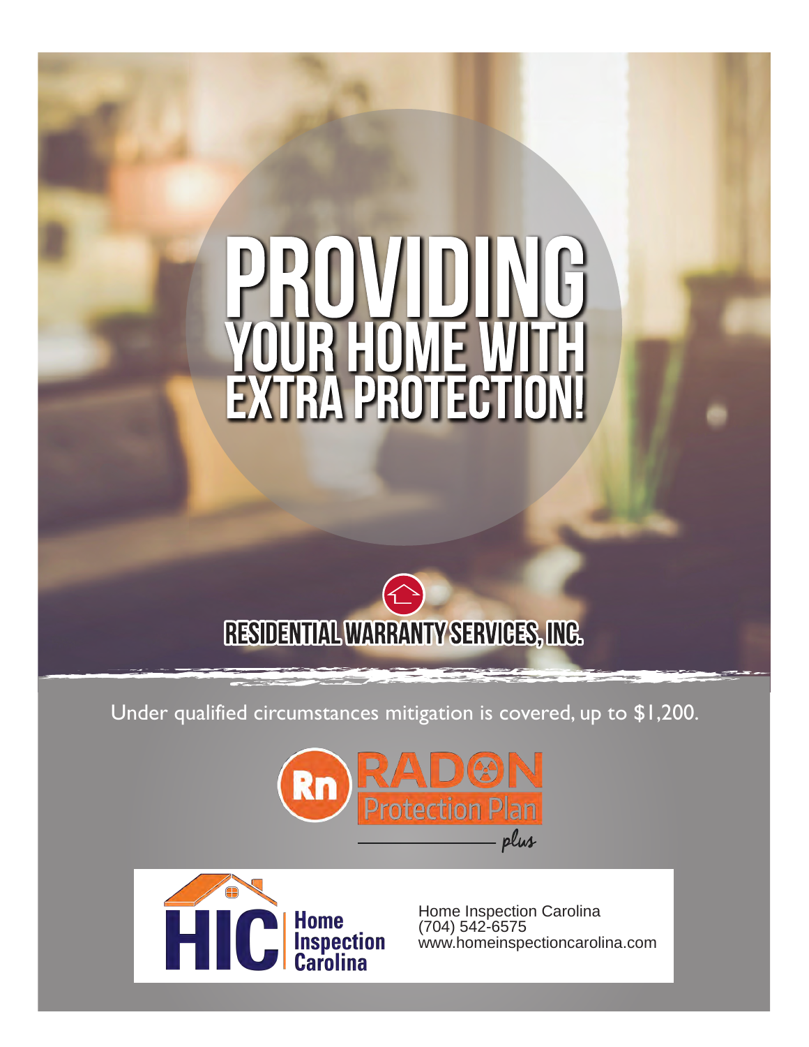# PROVIDING YOUR HOME WITH EXTRA PROTECTION!

**RESIDENTIAL WARRANTY SERVICES, INC.**

Under qualified circumstances mitigation is covered, up to $1,200.

Rn RADON Protection Plan *plus*

HIC Home Inspection Carolina

Home Inspection Carolina
(704) 542-6575
www.homeinspectioncarolina.com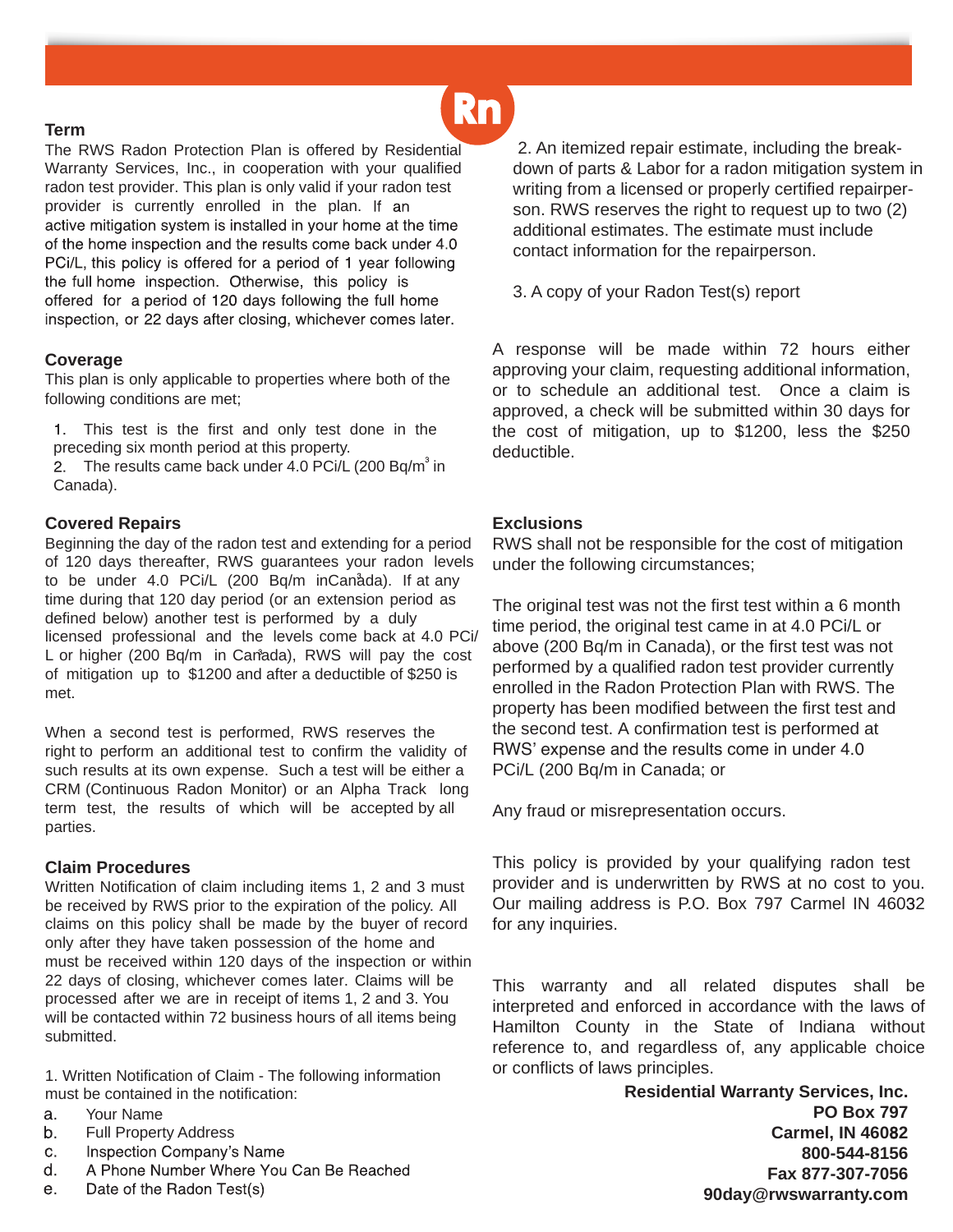Rn

## Term

The RWS Radon Protection Plan is offered by Residential Warranty Services, Inc., in cooperation with your qualified radon test provider. This plan is only valid if your radon test provider is currently enrolled in the plan. If an active mitigation system is installed in your home at the time of the home inspection and the results come back under 4.0 PCi/L, this policy is offered for a period of 1 year following the full home inspection. Otherwise, this policy is offered for a period of 120 days following the full home inspection, or 22 days after closing, whichever comes later.

## Coverage

This plan is only applicable to properties where both of the following conditions are met;

1. This test is the first and only test done in the preceding six month period at this property.
2. The results came back under 4.0 PCi/L (200 Bq/m$^3$ in Canada).

## Covered Repairs

Beginning the day of the radon test and extending for a period of 120 days thereafter, RWS guarantees your radon levels to be under 4.0 PCi/L (200 Bq/m$^3$ in Canada). If at any time during that 120 day period (or an extension period as defined below) another test is performed by a duly licensed professional and the levels come back at 4.0 PCi/L or higher (200 Bq/m$^3$ in Canada), RWS will pay the cost of mitigation up to $1200 and after a deductible of $250 is met.

When a second test is performed, RWS reserves the right to perform an additional test to confirm the validity of such results at its own expense. Such a test will be either a CRM (Continuous Radon Monitor) or an Alpha Track long term test, the results of which will be accepted by all parties.

## Claim Procedures

Written Notification of claim including items 1, 2 and 3 must be received by RWS prior to the expiration of the policy. All claims on this policy shall be made by the buyer of record only after they have taken possession of the home and must be received within 120 days of the inspection or within 22 days of closing, whichever comes later. Claims will be processed after we are in receipt of items 1, 2 and 3. You will be contacted within 72 business hours of all items being submitted.

1. Written Notification of Claim - The following information must be contained in the notification:
   - a. Your Name
   - b. Full Property Address
   - c. Inspection Company's Name
   - d. A Phone Number Where You Can Be Reached
   - e. Date of the Radon Test(s)

2. An itemized repair estimate, including the break-down of parts & Labor for a radon mitigation system in writing from a licensed or properly certified repairperson. RWS reserves the right to request up to two (2) additional estimates. The estimate must include contact information for the repairperson.

3. A copy of your Radon Test(s) report

A response will be made within 72 hours either approving your claim, requesting additional information, or to schedule an additional test. Once a claim is approved, a check will be submitted within 30 days for the cost of mitigation, up to $1200, less the $250 deductible.

## Exclusions

RWS shall not be responsible for the cost of mitigation under the following circumstances;

The original test was not the first test within a 6 month time period, the original test came in at 4.0 PCi/L or above (200 Bq/m in Canada), or the first test was not performed by a qualified radon test provider currently enrolled in the Radon Protection Plan with RWS. The property has been modified between the first test and the second test. A confirmation test is performed at RWS' expense and the results come in under 4.0 PCi/L (200 Bq/m in Canada; or

Any fraud or misrepresentation occurs.

This policy is provided by your qualifying radon test provider and is underwritten by RWS at no cost to you. Our mailing address is P.O. Box 797 Carmel IN 46032 for any inquiries.

This warranty and all related disputes shall be interpreted and enforced in accordance with the laws of Hamilton County in the State of Indiana without reference to, and regardless of, any applicable choice or conflicts of laws principles.

**Residential Warranty Services, Inc.**
**PO Box 797**
**Carmel, IN 46082**
**800-544-8156**
**Fax 877-307-7056**
**90day@rwswarranty.com**